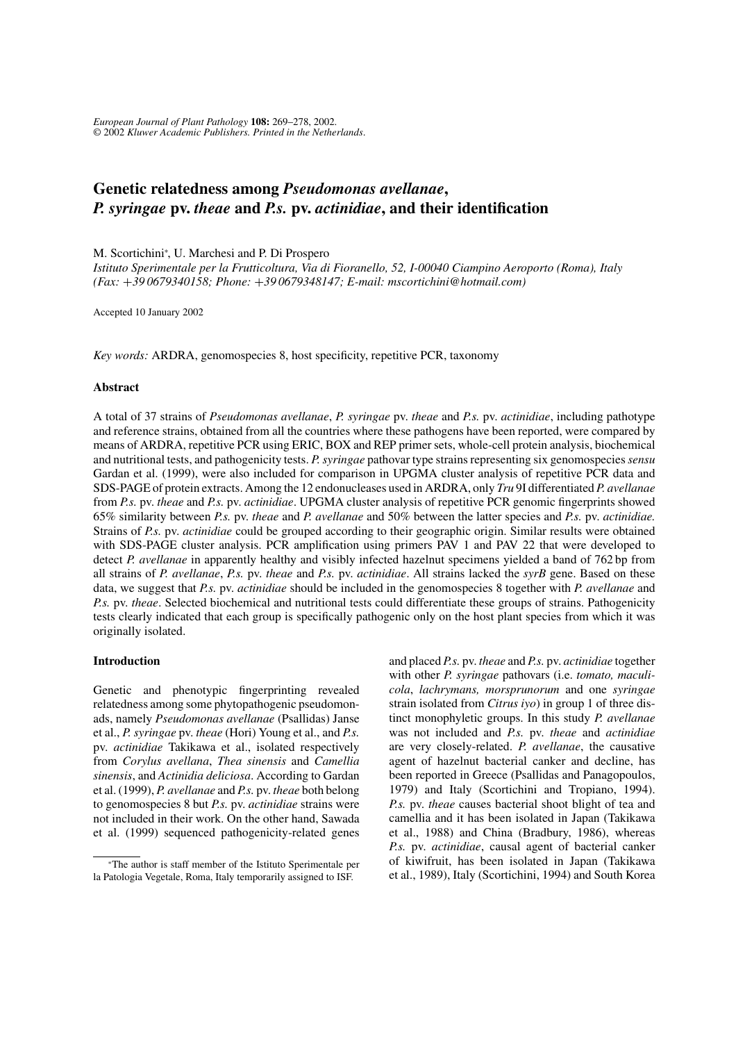# Genetic relatedness among *Pseudomonas avellanae*, *P. syringae* pv. *theae* and *P.s.* pv. *actinidiae*, and their identification

M. Scortichini*, U. Marchesi and P. Di Prospero

*Istituto Sperimentale per la Frutticoltura, Via di Fioranello, 52, I-00040 Ciampino Aeroporto (Roma), Italy (Fax: +39 0679340158; Phone: +39 0679348147; E-mail: mscortichini@hotmail.com)*

Accepted 10 January 2002

*Key words:* ARDRA, genomospecies 8, host specificity, repetitive PCR, taxonomy

## Abstract

A total of 37 strains of *Pseudomonas avellanae*, *P. syringae* pv. *theae* and *P.s.* pv. *actinidiae*, including pathotype and reference strains, obtained from all the countries where these pathogens have been reported, were compared by means of ARDRA, repetitive PCR using ERIC, BOX and REP primer sets, whole-cell protein analysis, biochemical and nutritional tests, and pathogenicity tests. *P. syringae* pathovar type strains representing six genomospecies *sensu* Gardan et al. (1999), were also included for comparison in UPGMA cluster analysis of repetitive PCR data and SDS-PAGE of protein extracts. Among the 12 endonucleases used in ARDRA, only *Tru* 9I differentiated *P. avellanae* from *P.s.* pv. *theae* and *P.s.* pv. *actinidiae*. UPGMA cluster analysis of repetitive PCR genomic fingerprints showed 65% similarity between *P.s.* pv. *theae* and *P. avellanae* and 50% between the latter species and *P.s.* pv. *actinidiae.* Strains of *P.s.* pv. *actinidiae* could be grouped according to their geographic origin. Similar results were obtained with SDS-PAGE cluster analysis. PCR amplification using primers PAV 1 and PAV 22 that were developed to detect *P. avellanae* in apparently healthy and visibly infected hazelnut specimens yielded a band of 762 bp from all strains of *P. avellanae*, *P.s.* pv. *theae* and *P.s.* pv. *actinidiae*. All strains lacked the *syrB* gene. Based on these data, we suggest that *P.s.* pv. *actinidiae* should be included in the genomospecies 8 together with *P. avellanae* and *P.s.* pv. *theae*. Selected biochemical and nutritional tests could differentiate these groups of strains. Pathogenicity tests clearly indicated that each group is specifically pathogenic only on the host plant species from which it was originally isolated.

## Introduction

Genetic and phenotypic fingerprinting revealed relatedness among some phytopathogenic pseudomonads, namely *Pseudomonas avellanae* (Psallidas) Janse et al., *P. syringae* pv. *theae* (Hori) Young et al., and *P.s.* pv. *actinidiae* Takikawa et al., isolated respectively from *Corylus avellana*, *Thea sinensis* and *Camellia sinensis*, and *Actinidia deliciosa*. According to Gardan et al. (1999), *P. avellanae* and *P.s.* pv. *theae* both belong to genomospecies 8 but *P.s.* pv. *actinidiae* strains were not included in their work. On the other hand, Sawada et al. (1999) sequenced pathogenicity-related genes and placed *P.s.* pv. *theae* and *P.s.* pv. *actinidiae* together with other *P. syringae* pathovars (i.e. *tomato, maculicola*, *lachrymans, morsprunorum* and one *syringae* strain isolated from *Citrus iyo*) in group 1 of three distinct monophyletic groups. In this study *P. avellanae* was not included and *P.s.* pv. *theae* and *actinidiae* are very closely-related. *P. avellanae*, the causative agent of hazelnut bacterial canker and decline, has been reported in Greece (Psallidas and Panagopoulos, 1979) and Italy (Scortichini and Tropiano, 1994). *P.s.* pv. *theae* causes bacterial shoot blight of tea and camellia and it has been isolated in Japan (Takikawa et al., 1988) and China (Bradbury, 1986), whereas *P.s.* pv. *actinidiae*, causal agent of bacterial canker of kiwifruit, has been isolated in Japan (Takikawa et al., 1989), Italy (Scortichini, 1994) and South Korea

*The author is staff member of the Istituto Sperimentale per la Patologia Vegetale, Roma, Italy temporarily assigned to ISF.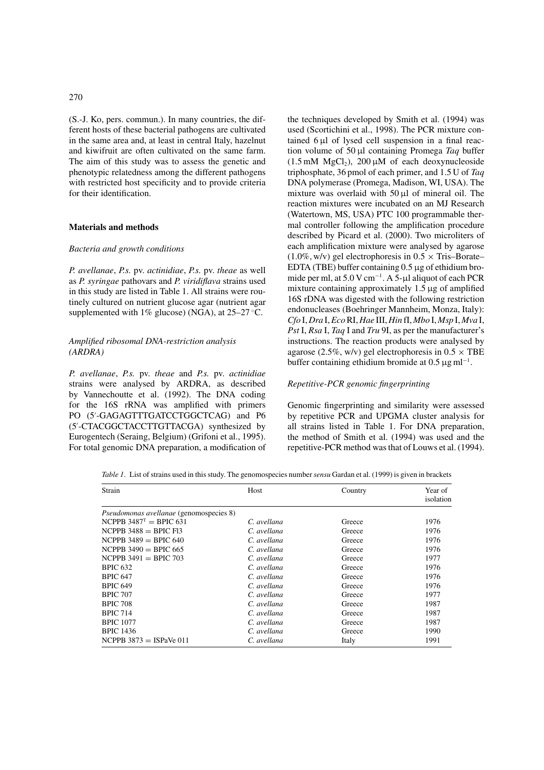(S.-J. Ko, pers. commun.). In many countries, the different hosts of these bacterial pathogens are cultivated in the same area and, at least in central Italy, hazelnut and kiwifruit are often cultivated on the same farm. The aim of this study was to assess the genetic and phenotypic relatedness among the different pathogens with restricted host specificity and to provide criteria for their identification.

## Materials and methods

### *Bacteria and growth conditions*

*P. avellanae*, *P.s.* pv. *actinidiae*, *P.s.* pv. *theae* as well as *P. syringae* pathovars and *P. viridiflava* strains used in this study are listed in Table 1. All strains were routinely cultured on nutrient glucose agar (nutrient agar supplemented with 1% glucose) (NGA), at 25–27 °C.

### *Amplified ribosomal DNA-restriction analysis (ARDRA)*

*P. avellanae*, *P.s.* pv. *theae* and *P.s.* pv. *actinidiae* strains were analysed by ARDRA, as described by Vannechoutte et al. (1992). The DNA coding for the 16S rRNA was amplified with primers PO (5′-GAGAGTTTGATCCTGGCTCAG) and P6 (5′-CTACGGCTACCTTGTTACGA) synthesized by Eurogentech (Seraing, Belgium) (Grifoni et al., 1995). For total genomic DNA preparation, a modification of the techniques developed by Smith et al. (1994) was used (Scortichini et al., 1998). The PCR mixture contained 6 μl of lysed cell suspension in a final reaction volume of 50 μl containing Promega *Taq* buffer (1.5 mM $MgCl_2$), 200 μM of each deoxynucleoside triphosphate, 36 pmol of each primer, and 1.5 U of *Taq* DNA polymerase (Promega, Madison, WI, USA). The mixture was overlaid with 50 μl of mineral oil. The reaction mixtures were incubated on an MJ Research (Watertown, MS, USA) PTC 100 programmable thermal controller following the amplification procedure described by Picard et al. (2000). Two microliters of each amplification mixture were analysed by agarose (1.0%, w/v) gel electrophoresis in 0.5 × Tris–Borate–EDTA (TBE) buffer containing 0.5 μg of ethidium bromide per ml, at 5.0 V $cm^{-1}$. A 5-μl aliquot of each PCR mixture containing approximately 1.5 μg of amplified 16S rDNA was digested with the following restriction endonucleases (Boehringer Mannheim, Monza, Italy): *Cfo* I, *Dra* I, *Eco* RI, *Hae* III, *Hin* fI, *Mbo* I, *Msp* I, *Mva* I, *Pst* I, *Rsa* I, *Taq* I and *Tru* 9I, as per the manufacturer's instructions. The reaction products were analysed by agarose (2.5%, w/v) gel electrophoresis in 0.5 × TBE buffer containing ethidium bromide at 0.5 μg $ml^{-1}$.

### *Repetitive-PCR genomic fingerprinting*

Genomic fingerprinting and similarity were assessed by repetitive PCR and UPGMA cluster analysis for all strains listed in Table 1. For DNA preparation, the method of Smith et al. (1994) was used and the repetitive-PCR method was that of Louws et al. (1994).

*Table 1*. List of strains used in this study. The genomospecies number *sensu* Gardan et al. (1999) is given in brackets

| Strain | Host | Country | Year of isolation |
|---|---|---|---|
| *Pseudomonas avellanae* (genomospecies 8) | | | |
| NCPPB 3487$^T$ = BPIC 631 | *C. avellana* | Greece | 1976 |
| NCPPB 3488 = BPIC Fl3 | *C. avellana* | Greece | 1976 |
| NCPPB 3489 = BPIC 640 | *C. avellana* | Greece | 1976 |
| NCPPB 3490 = BPIC 665 | *C. avellana* | Greece | 1976 |
| NCPPB 3491 = BPIC 703 | *C. avellana* | Greece | 1977 |
| BPIC 632 | *C. avellana* | Greece | 1976 |
| BPIC 647 | *C. avellana* | Greece | 1976 |
| BPIC 649 | *C. avellana* | Greece | 1976 |
| BPIC 707 | *C. avellana* | Greece | 1977 |
| BPIC 708 | *C. avellana* | Greece | 1987 |
| BPIC 714 | *C. avellana* | Greece | 1987 |
| BPIC 1077 | *C. avellana* | Greece | 1987 |
| BPIC 1436 | *C. avellana* | Greece | 1990 |
| NCPPB 3873 = ISPaVe 011 | *C. avellana* | Italy | 1991 |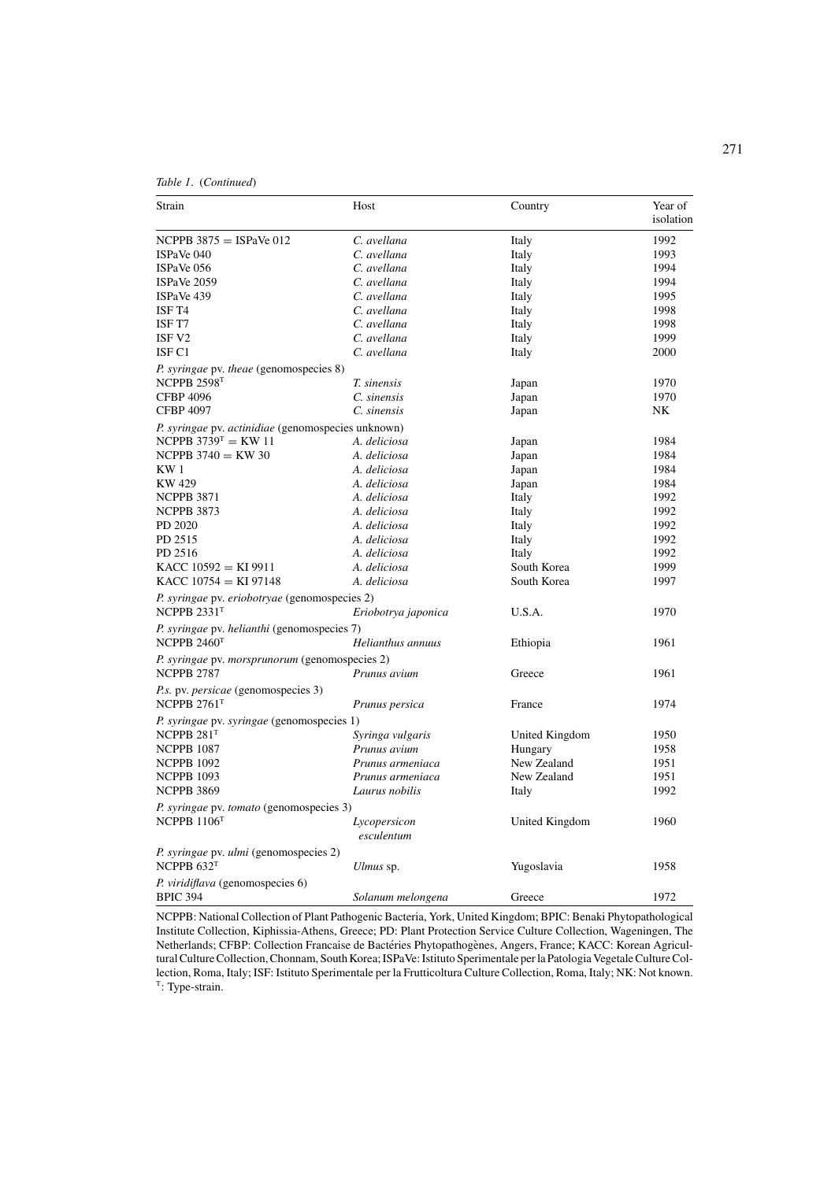*Table 1.* (*Continued*)

| Strain | Host | Country | Year of isolation |
|---|---|---|---|
| NCPPB 3875 = ISPaVe 012 | *C. avellana* | Italy | 1992 |
| ISPaVe 040 | *C. avellana* | Italy | 1993 |
| ISPaVe 056 | *C. avellana* | Italy | 1994 |
| ISPaVe 2059 | *C. avellana* | Italy | 1994 |
| ISPaVe 439 | *C. avellana* | Italy | 1995 |
| ISF T4 | *C. avellana* | Italy | 1998 |
| ISF T7 | *C. avellana* | Italy | 1998 |
| ISF V2 | *C. avellana* | Italy | 1999 |
| ISF C1 | *C. avellana* | Italy | 2000 |
| *P. syringae* pv. *theae* (genomospecies 8) | | | |
| NCPPB 2598[T] | *T. sinensis* | Japan | 1970 |
| CFBP 4096 | *C. sinensis* | Japan | 1970 |
| CFBP 4097 | *C. sinensis* | Japan | NK |
| *P. syringae* pv. *actinidiae* (genomospecies unknown) | | | |
| NCPPB 3739[T] = KW 11 | *A. deliciosa* | Japan | 1984 |
| NCPPB 3740 = KW 30 | *A. deliciosa* | Japan | 1984 |
| KW 1 | *A. deliciosa* | Japan | 1984 |
| KW 429 | *A. deliciosa* | Japan | 1984 |
| NCPPB 3871 | *A. deliciosa* | Italy | 1992 |
| NCPPB 3873 | *A. deliciosa* | Italy | 1992 |
| PD 2020 | *A. deliciosa* | Italy | 1992 |
| PD 2515 | *A. deliciosa* | Italy | 1992 |
| PD 2516 | *A. deliciosa* | Italy | 1992 |
| KACC 10592 = KI 9911 | *A. deliciosa* | South Korea | 1999 |
| KACC 10754 = KI 97148 | *A. deliciosa* | South Korea | 1997 |
| *P. syringae* pv. *eriobotryae* (genomospecies 2) | | | |
| NCPPB 2331[T] | *Eriobotrya japonica* | U.S.A. | 1970 |
| *P. syringae* pv. *helianthi* (genomospecies 7) | | | |
| NCPPB 2460[T] | *Helianthus annuus* | Ethiopia | 1961 |
| *P. syringae* pv. *morsprunorum* (genomospecies 2) | | | |
| NCPPB 2787 | *Prunus avium* | Greece | 1961 |
| *P.s.* pv. *persicae* (genomospecies 3) | | | |
| NCPPB 2761[T] | *Prunus persica* | France | 1974 |
| *P. syringae* pv. *syringae* (genomospecies 1) | | | |
| NCPPB 281[T] | *Syringa vulgaris* | United Kingdom | 1950 |
| NCPPB 1087 | *Prunus avium* | Hungary | 1958 |
| NCPPB 1092 | *Prunus armeniaca* | New Zealand | 1951 |
| NCPPB 1093 | *Prunus armeniaca* | New Zealand | 1951 |
| NCPPB 3869 | *Laurus nobilis* | Italy | 1992 |
| *P. syringae* pv. *tomato* (genomospecies 3) | | | |
| NCPPB 1106[T] | *Lycopersicon esculentum* | United Kingdom | 1960 |
| *P. syringae* pv. *ulmi* (genomospecies 2) | | | |
| NCPPB 632[T] | *Ulmus* sp. | Yugoslavia | 1958 |
| *P. viridiflava* (genomospecies 6) | | | |
| BPIC 394 | *Solanum melongena* | Greece | 1972 |

NCPPB: National Collection of Plant Pathogenic Bacteria, York, United Kingdom; BPIC: Benaki Phytopathological Institute Collection, Kiphissia-Athens, Greece; PD: Plant Protection Service Culture Collection, Wageningen, The Netherlands; CFBP: Collection Francaise de Bactéries Phytopathogènes, Angers, France; KACC: Korean Agricultural Culture Collection, Chonnam, South Korea; ISPaVe: Istituto Sperimentale per la Patologia Vegetale Culture Collection, Roma, Italy; ISF: Istituto Sperimentale per la Frutticoltura Culture Collection, Roma, Italy; NK: Not known.
[T]: Type-strain.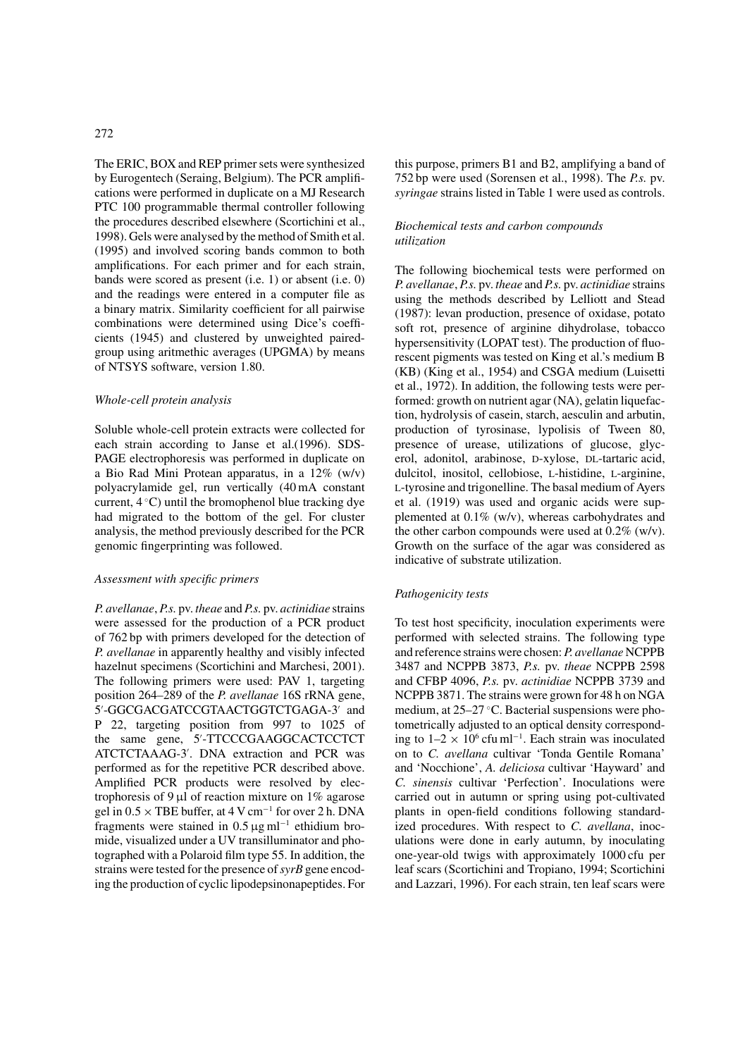The ERIC, BOX and REP primer sets were synthesized by Eurogentech (Seraing, Belgium). The PCR amplifications were performed in duplicate on a MJ Research PTC 100 programmable thermal controller following the procedures described elsewhere (Scortichini et al., 1998). Gels were analysed by the method of Smith et al. (1995) and involved scoring bands common to both amplifications. For each primer and for each strain, bands were scored as present (i.e. 1) or absent (i.e. 0) and the readings were entered in a computer file as a binary matrix. Similarity coefficient for all pairwise combinations were determined using Dice's coefficients (1945) and clustered by unweighted paired-group using aritmethic averages (UPGMA) by means of NTSYS software, version 1.80.

### *Whole-cell protein analysis*

Soluble whole-cell protein extracts were collected for each strain according to Janse et al.(1996). SDS-PAGE electrophoresis was performed in duplicate on a Bio Rad Mini Protean apparatus, in a 12% (w/v) polyacrylamide gel, run vertically (40 mA constant current, 4 °C) until the bromophenol blue tracking dye had migrated to the bottom of the gel. For cluster analysis, the method previously described for the PCR genomic fingerprinting was followed.

### *Assessment with specific primers*

*P. avellanae*, *P.s.* pv. *theae* and *P.s.* pv. *actinidiae* strains were assessed for the production of a PCR product of 762 bp with primers developed for the detection of *P. avellanae* in apparently healthy and visibly infected hazelnut specimens (Scortichini and Marchesi, 2001). The following primers were used: PAV 1, targeting position 264–289 of the *P. avellanae* 16S rRNA gene, 5′-GGCGACGATCCGTAACTGGTCTGAGA-3′ and P 22, targeting position from 997 to 1025 of the same gene, 5′-TTCCCGAAGGCACTCCTCT ATCTCTAAAG-3′. DNA extraction and PCR was performed as for the repetitive PCR described above. Amplified PCR products were resolved by electrophoresis of 9 μl of reaction mixture on 1% agarose gel in 0.5 × TBE buffer, at 4 V cm$^{-1}$ for over 2 h. DNA fragments were stained in 0.5 μg ml$^{-1}$ ethidium bromide, visualized under a UV transilluminator and photographed with a Polaroid film type 55. In addition, the strains were tested for the presence of *syrB* gene encoding the production of cyclic lipodepsinonapeptides. For this purpose, primers B1 and B2, amplifying a band of 752 bp were used (Sorensen et al., 1998). The *P.s.* pv. *syringae* strains listed in Table 1 were used as controls.

### *Biochemical tests and carbon compounds utilization*

The following biochemical tests were performed on *P. avellanae*, *P.s.* pv. *theae* and *P.s.* pv. *actinidiae* strains using the methods described by Lelliott and Stead (1987): levan production, presence of oxidase, potato soft rot, presence of arginine dihydrolase, tobacco hypersensitivity (LOPAT test). The production of fluorescent pigments was tested on King et al.'s medium B (KB) (King et al., 1954) and CSGA medium (Luisetti et al., 1972). In addition, the following tests were performed: growth on nutrient agar (NA), gelatin liquefaction, hydrolysis of casein, starch, aesculin and arbutin, production of tyrosinase, lypolisis of Tween 80, presence of urease, utilizations of glucose, glycerol, adonitol, arabinose, D-xylose, DL-tartaric acid, dulcitol, inositol, cellobiose, L-histidine, L-arginine, L-tyrosine and trigonelline. The basal medium of Ayers et al. (1919) was used and organic acids were supplemented at 0.1% (w/v), whereas carbohydrates and the other carbon compounds were used at 0.2% (w/v). Growth on the surface of the agar was considered as indicative of substrate utilization.

### *Pathogenicity tests*

To test host specificity, inoculation experiments were performed with selected strains. The following type and reference strains were chosen: *P. avellanae* NCPPB 3487 and NCPPB 3873, *P.s.* pv. *theae* NCPPB 2598 and CFBP 4096, *P.s.* pv. *actinidiae* NCPPB 3739 and NCPPB 3871. The strains were grown for 48 h on NGA medium, at 25–27 °C. Bacterial suspensions were photometrically adjusted to an optical density corresponding to 1–2 × 10$^{6}$ cfu ml$^{-1}$. Each strain was inoculated on to *C. avellana* cultivar 'Tonda Gentile Romana' and 'Nocchione', *A. deliciosa* cultivar 'Hayward' and *C. sinensis* cultivar 'Perfection'. Inoculations were carried out in autumn or spring using pot-cultivated plants in open-field conditions following standardized procedures. With respect to *C. avellana*, inoculations were done in early autumn, by inoculating one-year-old twigs with approximately 1000 cfu per leaf scars (Scortichini and Tropiano, 1994; Scortichini and Lazzari, 1996). For each strain, ten leaf scars were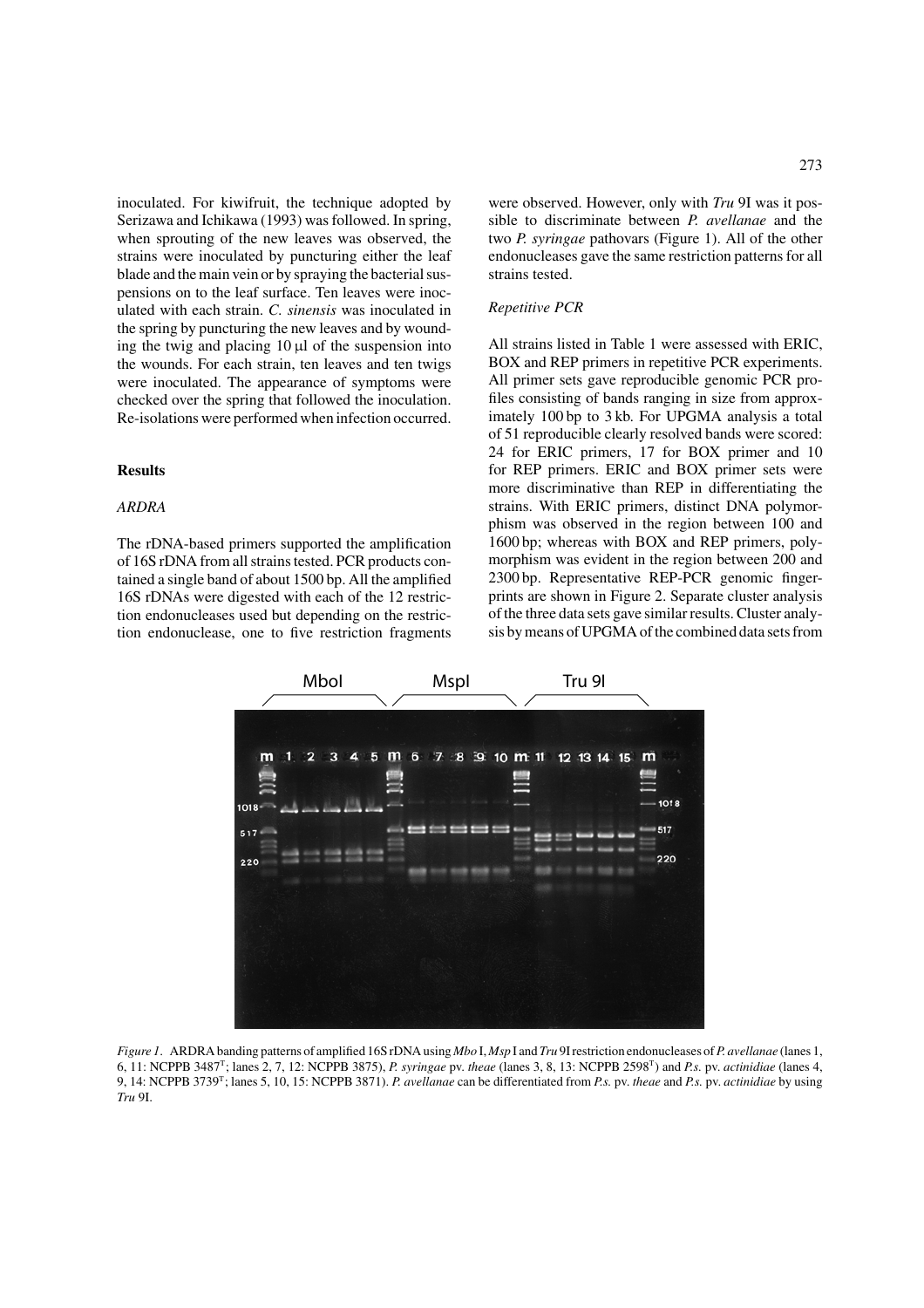inoculated. For kiwifruit, the technique adopted by Serizawa and Ichikawa (1993) was followed. In spring, when sprouting of the new leaves was observed, the strains were inoculated by puncturing either the leaf blade and the main vein or by spraying the bacterial suspensions on to the leaf surface. Ten leaves were inoculated with each strain. *C. sinensis* was inoculated in the spring by puncturing the new leaves and by wounding the twig and placing 10 μl of the suspension into the wounds. For each strain, ten leaves and ten twigs were inoculated. The appearance of symptoms were checked over the spring that followed the inoculation. Re-isolations were performed when infection occurred.

## Results

### ARDRA

The rDNA-based primers supported the amplification of 16S rDNA from all strains tested. PCR products contained a single band of about 1500 bp. All the amplified 16S rDNAs were digested with each of the 12 restriction endonucleases used but depending on the restriction endonuclease, one to five restriction fragments were observed. However, only with *Tru* 9I was it possible to discriminate between *P. avellanae* and the two *P. syringae* pathovars (Figure 1). All of the other endonucleases gave the same restriction patterns for all strains tested.

### Repetitive PCR

All strains listed in Table 1 were assessed with ERIC, BOX and REP primers in repetitive PCR experiments. All primer sets gave reproducible genomic PCR profiles consisting of bands ranging in size from approximately 100 bp to 3 kb. For UPGMA analysis a total of 51 reproducible clearly resolved bands were scored: 24 for ERIC primers, 17 for BOX primer and 10 for REP primers. ERIC and BOX primer sets were more discriminative than REP in differentiating the strains. With ERIC primers, distinct DNA polymorphism was observed in the region between 100 and 1600 bp; whereas with BOX and REP primers, polymorphism was evident in the region between 200 and 2300 bp. Representative REP-PCR genomic fingerprints are shown in Figure 2. Separate cluster analysis of the three data sets gave similar results. Cluster analysis by means of UPGMA of the combined data sets from

*Figure 1*. ARDRA banding patterns of amplified 16S rDNA using *Mbo* I, *Msp* I and *Tru* 9I restriction endonucleases of *P. avellanae* (lanes 1, 6, 11: NCPPB 3487[T]; lanes 2, 7, 12: NCPPB 3875), *P. syringae* pv. *theae* (lanes 3, 8, 13: NCPPB 2598[T]) and *P.s.* pv. *actinidiae* (lanes 4, 9, 14: NCPPB 3739[T]; lanes 5, 10, 15: NCPPB 3871). *P. avellanae* can be differentiated from *P.s.* pv. *theae* and *P.s.* pv. *actinidiae* by using *Tru* 9I.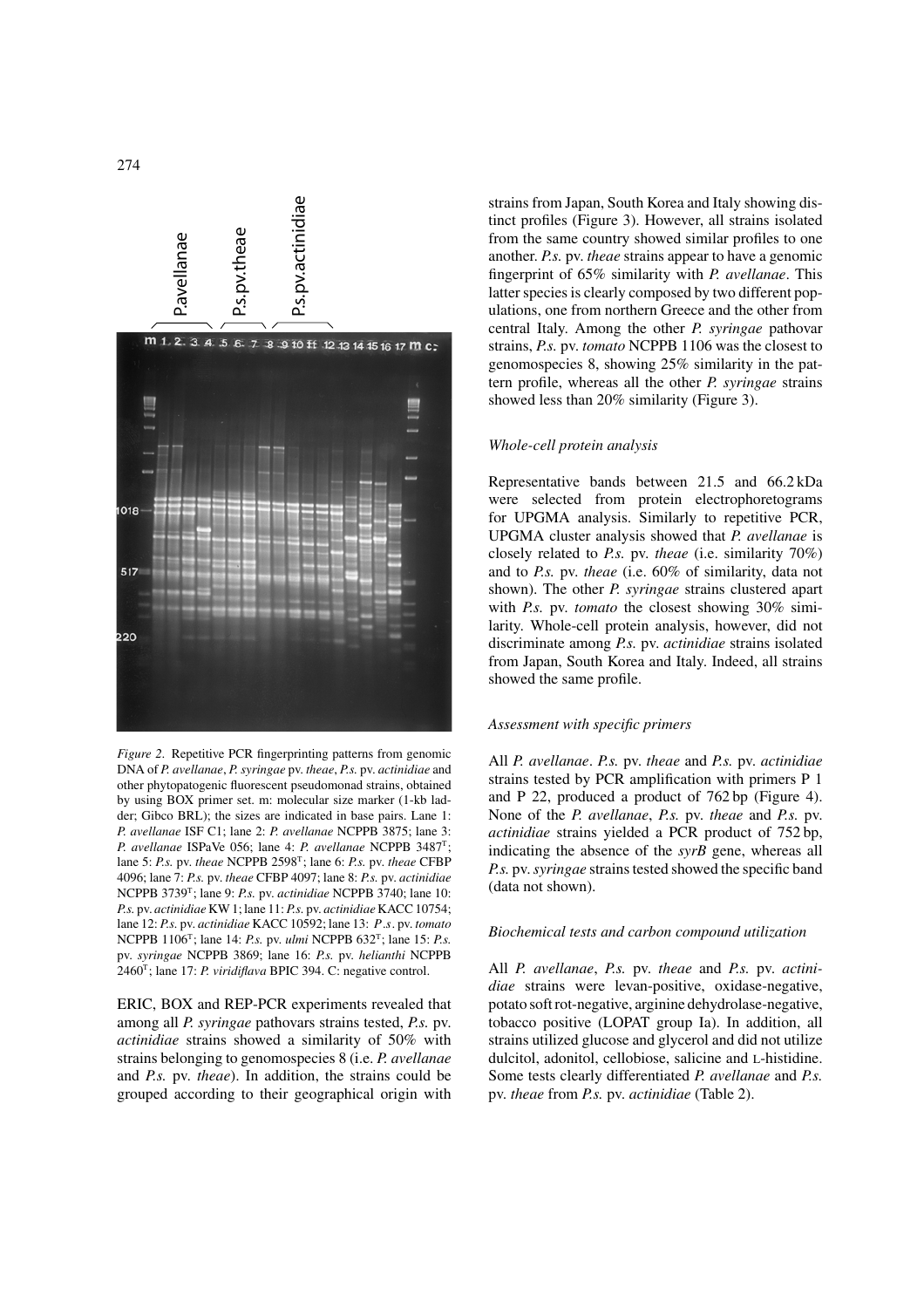Figure 2. Repetitive PCR fingerprinting patterns from genomic DNA of *P. avellanae*, *P. syringae* pv. *theae*, *P.s.* pv. *actinidiae* and other phytopatogenic fluorescent pseudomonad strains, obtained by using BOX primer set. m: molecular size marker (1-kb ladder; Gibco BRL); the sizes are indicated in base pairs. Lane 1: *P. avellanae* ISF C1; lane 2: *P. avellanae* NCPPB 3875; lane 3: *P. avellanae* ISPaVe 056; lane 4: *P. avellanae* NCPPB 3487$^T$; lane 5: *P.s.* pv. *theae* NCPPB 2598$^T$; lane 6: *P.s.* pv. *theae* CFBP 4096; lane 7: *P.s.* pv. *theae* CFBP 4097; lane 8: *P.s.* pv. *actinidiae* NCPPB 3739$^T$; lane 9: *P.s.* pv. *actinidiae* NCPPB 3740; lane 10: *P.s.* pv. *actinidiae* KW 1; lane 11: *P.s.* pv. *actinidiae* KACC 10754; lane 12: *P.s.* pv. *actinidiae* KACC 10592; lane 13: *P.s.* pv. *tomato* NCPPB 1106$^T$; lane 14: *P.s.* pv. *ulmi* NCPPB 632$^T$; lane 15: *P.s.* pv. *syringae* NCPPB 3869; lane 16: *P.s.* pv. *helianthi* NCPPB 2460$^T$; lane 17: *P. viridiflava* BPIC 394. C: negative control.

ERIC, BOX and REP-PCR experiments revealed that among all *P. syringae* pathovars strains tested, *P.s.* pv. *actinidiae* strains showed a similarity of 50% with strains belonging to genomospecies 8 (i.e. *P. avellanae* and *P.s.* pv. *theae*). In addition, the strains could be grouped according to their geographical origin with strains from Japan, South Korea and Italy showing distinct profiles (Figure 3). However, all strains isolated from the same country showed similar profiles to one another. *P.s.* pv. *theae* strains appear to have a genomic fingerprint of 65% similarity with *P. avellanae*. This latter species is clearly composed by two different populations, one from northern Greece and the other from central Italy. Among the other *P. syringae* pathovar strains, *P.s.* pv. *tomato* NCPPB 1106 was the closest to genomospecies 8, showing 25% similarity in the pattern profile, whereas all the other *P. syringae* strains showed less than 20% similarity (Figure 3).

### Whole-cell protein analysis

Representative bands between 21.5 and 66.2 kDa were selected from protein electrophoretograms for UPGMA analysis. Similarly to repetitive PCR, UPGMA cluster analysis showed that *P. avellanae* is closely related to *P.s.* pv. *theae* (i.e. similarity 70%) and to *P.s.* pv. *theae* (i.e. 60% of similarity, data not shown). The other *P. syringae* strains clustered apart with *P.s.* pv. *tomato* the closest showing 30% similarity. Whole-cell protein analysis, however, did not discriminate among *P.s.* pv. *actinidiae* strains isolated from Japan, South Korea and Italy. Indeed, all strains showed the same profile.

### Assessment with specific primers

All *P. avellanae*. *P.s.* pv. *theae* and *P.s.* pv. *actinidiae* strains tested by PCR amplification with primers P 1 and P 22, produced a product of 762 bp (Figure 4). None of the *P. avellanae*, *P.s.* pv. *theae* and *P.s.* pv. *actinidiae* strains yielded a PCR product of 752 bp, indicating the absence of the *syrB* gene, whereas all *P.s.* pv. *syringae* strains tested showed the specific band (data not shown).

### Biochemical tests and carbon compound utilization

All *P. avellanae*, *P.s.* pv. *theae* and *P.s.* pv. *actinidiae* strains were levan-positive, oxidase-negative, potato soft rot-negative, arginine dehydrolase-negative, tobacco positive (LOPAT group Ia). In addition, all strains utilized glucose and glycerol and did not utilize dulcitol, adonitol, cellobiose, salicine and L-histidine. Some tests clearly differentiated *P. avellanae* and *P.s.* pv. *theae* from *P.s.* pv. *actinidiae* (Table 2).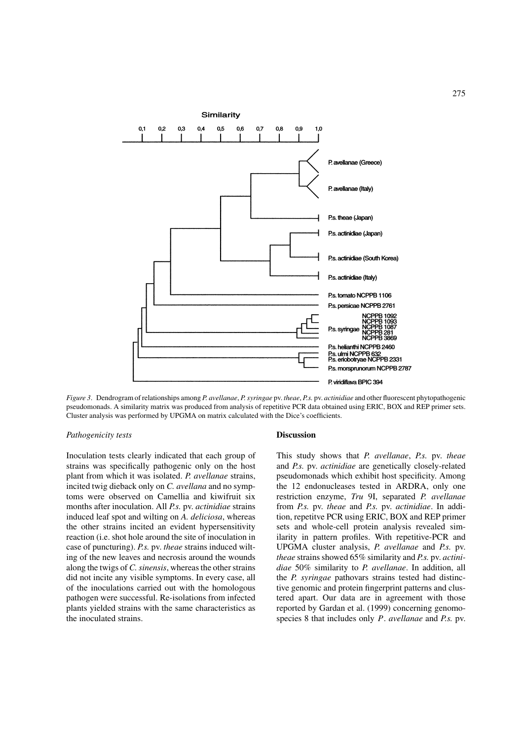*Figure 3*. Dendrogram of relationships among *P. avellanae*, *P. syringae* pv. *theae*, *P.s.* pv. *actinidiae* and other fluorescent phytopathogenic pseudomonads. A similarity matrix was produced from analysis of repetitive PCR data obtained using ERIC, BOX and REP primer sets. Cluster analysis was performed by UPGMA on matrix calculated with the Dice's coefficients.

### *Pathogenicity tests*

Inoculation tests clearly indicated that each group of strains was specifically pathogenic only on the host plant from which it was isolated. *P. avellanae* strains, incited twig dieback only on *C. avellana* and no symptoms were observed on Camellia and kiwifruit six months after inoculation. All *P.s.* pv. *actinidiae* strains induced leaf spot and wilting on *A. deliciosa*, whereas the other strains incited an evident hypersensitivity reaction (i.e. shot hole around the site of inoculation in case of puncturing). *P.s.* pv. *theae* strains induced wilting of the new leaves and necrosis around the wounds along the twigs of *C. sinensis*, whereas the other strains did not incite any visible symptoms. In every case, all of the inoculations carried out with the homologous pathogen were successful. Re-isolations from infected plants yielded strains with the same characteristics as the inoculated strains.

## Discussion

This study shows that *P. avellanae*, *P.s.* pv. *theae* and *P.s.* pv. *actinidiae* are genetically closely-related pseudomonads which exhibit host specificity. Among the 12 endonucleases tested in ARDRA, only one restriction enzyme, *Tru* 9I, separated *P. avellanae* from *P.s.* pv. *theae* and *P.s.* pv. *actinidiae*. In addition, repetitve PCR using ERIC, BOX and REP primer sets and whole-cell protein analysis revealed similarity in pattern profiles. With repetitive-PCR and UPGMA cluster analysis, *P. avellanae* and *P.s.* pv. *theae* strains showed 65% similarity and *P.s.* pv. *actinidiae* 50% similarity to *P. avellanae*. In addition, all the *P. syringae* pathovars strains tested had distinctive genomic and protein fingerprint patterns and clustered apart. Our data are in agreement with those reported by Gardan et al. (1999) concerning genomospecies 8 that includes only *P. avellanae* and *P.s.* pv.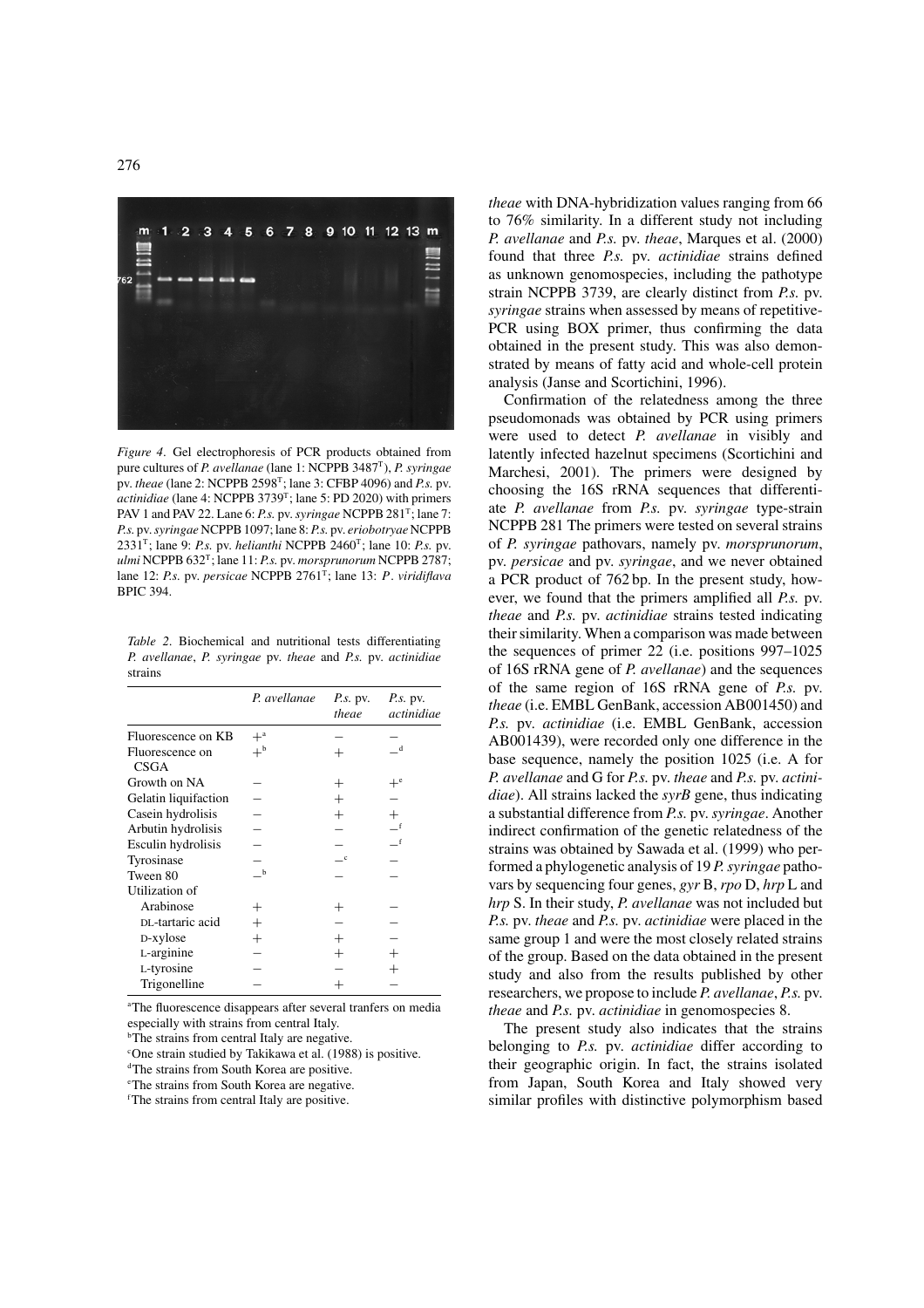*Figure 4*. Gel electrophoresis of PCR products obtained from pure cultures of *P. avellanae* (lane 1: NCPPB 3487[T]), *P. syringae* pv. *theae* (lane 2: NCPPB 2598[T]; lane 3: CFBP 4096) and *P.s.* pv. *actinidiae* (lane 4: NCPPB 3739[T]; lane 5: PD 2020) with primers PAV 1 and PAV 22. Lane 6: *P.s.* pv. *syringae* NCPPB 281[T]; lane 7: *P.s.* pv. *syringae* NCPPB 1097; lane 8: *P.s.* pv. *eriobotryae* NCPPB 2331[T]; lane 9: *P.s.* pv. *helianthi* NCPPB 2460[T]; lane 10: *P.s.* pv. *ulmi* NCPPB 632[T]; lane 11: *P.s.* pv. *morsprunorum* NCPPB 2787; lane 12: *P.s.* pv. *persicae* NCPPB 2761[T]; lane 13: *P. viridiflava* BPIC 394.

*Table 2*. Biochemical and nutritional tests differentiating *P. avellanae*, *P. syringae* pv. *theae* and *P.s.* pv. *actinidiae* strains

| | *P. avellanae* | *P.s.* pv. *theae* | *P.s.* pv. *actinidiae* |
|---|---|---|---|
| Fluorescence on KB | +[a] | − | − |
| Fluorescence on CSGA | +[b] | + | −[d] |
| Growth on NA | − | + | +[e] |
| Gelatin liquifaction | − | + | − |
| Casein hydrolisis | − | + | + |
| Arbutin hydrolisis | − | − | −[f] |
| Esculin hydrolisis | − | − | −[f] |
| Tyrosinase | − | −[c] | − |
| Tween 80 | −[b] | − | − |
| Utilization of | | | |
| Arabinose | + | + | − |
| DL-tartaric acid | + | − | − |
| D-xylose | + | + | − |
| L-arginine | − | + | + |
| L-tyrosine | − | − | + |
| Trigonelline | − | + | − |

[a]The fluorescence disappears after several tranfers on media especially with strains from central Italy.
[b]The strains from central Italy are negative.
[c]One strain studied by Takikawa et al. (1988) is positive.
[d]The strains from South Korea are positive.
[e]The strains from South Korea are negative.
[f]The strains from central Italy are positive.

*theae* with DNA-hybridization values ranging from 66 to 76% similarity. In a different study not including *P. avellanae* and *P.s.* pv. *theae*, Marques et al. (2000) found that three *P.s.* pv. *actinidiae* strains defined as unknown genomospecies, including the pathotype strain NCPPB 3739, are clearly distinct from *P.s.* pv. *syringae* strains when assessed by means of repetitive-PCR using BOX primer, thus confirming the data obtained in the present study. This was also demonstrated by means of fatty acid and whole-cell protein analysis (Janse and Scortichini, 1996).

Confirmation of the relatedness among the three pseudomonads was obtained by PCR using primers were used to detect *P. avellanae* in visibly and latently infected hazelnut specimens (Scortichini and Marchesi, 2001). The primers were designed by choosing the 16S rRNA sequences that differentiate *P. avellanae* from *P.s.* pv. *syringae* type-strain NCPPB 281 The primers were tested on several strains of *P. syringae* pathovars, namely pv. *morsprunorum*, pv. *persicae* and pv. *syringae*, and we never obtained a PCR product of 762 bp. In the present study, however, we found that the primers amplified all *P.s.* pv. *theae* and *P.s.* pv. *actinidiae* strains tested indicating their similarity. When a comparison was made between the sequences of primer 22 (i.e. positions 997–1025 of 16S rRNA gene of *P. avellanae*) and the sequences of the same region of 16S rRNA gene of *P.s.* pv. *theae* (i.e. EMBL GenBank, accession AB001450) and *P.s.* pv. *actinidiae* (i.e. EMBL GenBank, accession AB001439), were recorded only one difference in the base sequence, namely the position 1025 (i.e. A for *P. avellanae* and G for *P.s.* pv. *theae* and *P.s.* pv. *actinidiae*). All strains lacked the *syrB* gene, thus indicating a substantial difference from *P.s.* pv. *syringae*. Another indirect confirmation of the genetic relatedness of the strains was obtained by Sawada et al. (1999) who performed a phylogenetic analysis of 19 *P. syringae* pathovars by sequencing four genes, *gyr* B, *rpo* D, *hrp* L and *hrp* S. In their study, *P. avellanae* was not included but *P.s.* pv. *theae* and *P.s.* pv. *actinidiae* were placed in the same group 1 and were the most closely related strains of the group. Based on the data obtained in the present study and also from the results published by other researchers, we propose to include *P. avellanae*, *P.s.* pv. *theae* and *P.s.* pv. *actinidiae* in genomospecies 8.

The present study also indicates that the strains belonging to *P.s.* pv. *actinidiae* differ according to their geographic origin. In fact, the strains isolated from Japan, South Korea and Italy showed very similar profiles with distinctive polymorphism based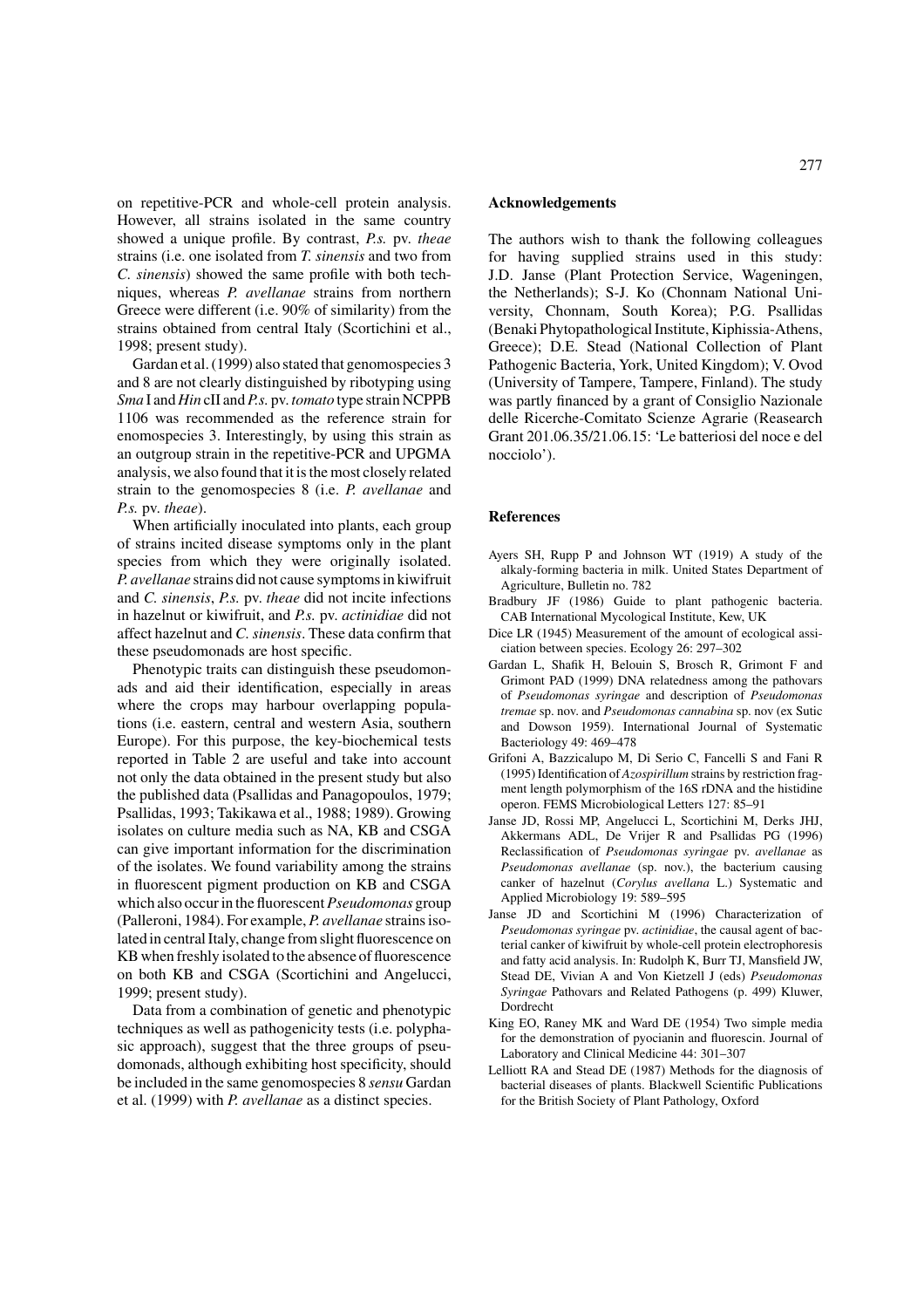on repetitive-PCR and whole-cell protein analysis. However, all strains isolated in the same country showed a unique profile. By contrast, *P.s.* pv. *theae* strains (i.e. one isolated from *T. sinensis* and two from *C. sinensis*) showed the same profile with both techniques, whereas *P. avellanae* strains from northern Greece were different (i.e. 90% of similarity) from the strains obtained from central Italy (Scortichini et al., 1998; present study).

Gardan et al. (1999) also stated that genomospecies 3 and 8 are not clearly distinguished by ribotyping using *Sma* I and *Hin* cII and *P.s.* pv. *tomato* type strain NCPPB 1106 was recommended as the reference strain for enomospecies 3. Interestingly, by using this strain as an outgroup strain in the repetitive-PCR and UPGMA analysis, we also found that it is the most closely related strain to the genomospecies 8 (i.e. *P. avellanae* and *P.s.* pv. *theae*).

When artificially inoculated into plants, each group of strains incited disease symptoms only in the plant species from which they were originally isolated. *P. avellanae* strains did not cause symptoms in kiwifruit and *C. sinensis*, *P.s.* pv. *theae* did not incite infections in hazelnut or kiwifruit, and *P.s.* pv. *actinidiae* did not affect hazelnut and *C. sinensis*. These data confirm that these pseudomonads are host specific.

Phenotypic traits can distinguish these pseudomonads and aid their identification, especially in areas where the crops may harbour overlapping populations (i.e. eastern, central and western Asia, southern Europe). For this purpose, the key-biochemical tests reported in Table 2 are useful and take into account not only the data obtained in the present study but also the published data (Psallidas and Panagopoulos, 1979; Psallidas, 1993; Takikawa et al., 1988; 1989). Growing isolates on culture media such as NA, KB and CSGA can give important information for the discrimination of the isolates. We found variability among the strains in fluorescent pigment production on KB and CSGA which also occur in the fluorescent *Pseudomonas* group (Palleroni, 1984). For example, *P. avellanae* strains isolated in central Italy, change from slight fluorescence on KB when freshly isolated to the absence of fluorescence on both KB and CSGA (Scortichini and Angelucci, 1999; present study).

Data from a combination of genetic and phenotypic techniques as well as pathogenicity tests (i.e. polyphasic approach), suggest that the three groups of pseudomonads, although exhibiting host specificity, should be included in the same genomospecies 8 *sensu* Gardan et al. (1999) with *P. avellanae* as a distinct species.

## Acknowledgements

The authors wish to thank the following colleagues for having supplied strains used in this study: J.D. Janse (Plant Protection Service, Wageningen, the Netherlands); S-J. Ko (Chonnam National University, Chonnam, South Korea); P.G. Psallidas (Benaki Phytopathological Institute, Kiphissia-Athens, Greece); D.E. Stead (National Collection of Plant Pathogenic Bacteria, York, United Kingdom); V. Ovod (University of Tampere, Tampere, Finland). The study was partly financed by a grant of Consiglio Nazionale delle Ricerche-Comitato Scienze Agrarie (Reasearch Grant 201.06.35/21.06.15: 'Le batteriosi del noce e del nocciolo').

## References

Ayers SH, Rupp P and Johnson WT (1919) A study of the alkaly-forming bacteria in milk. United States Department of Agriculture, Bulletin no. 782

Bradbury JF (1986) Guide to plant pathogenic bacteria. CAB International Mycological Institute, Kew, UK

Dice LR (1945) Measurement of the amount of ecological assiciation between species. Ecology 26: 297–302

Gardan L, Shafik H, Belouin S, Brosch R, Grimont F and Grimont PAD (1999) DNA relatedness among the pathovars of *Pseudomonas syringae* and description of *Pseudomonas tremae* sp. nov. and *Pseudomonas cannabina* sp. nov (ex Sutic and Dowson 1959). International Journal of Systematic Bacteriology 49: 469–478

Grifoni A, Bazzicalupo M, Di Serio C, Fancelli S and Fani R (1995) Identification of *Azospirillum* strains by restriction fragment length polymorphism of the 16S rDNA and the histidine operon. FEMS Microbiological Letters 127: 85–91

Janse JD, Rossi MP, Angelucci L, Scortichini M, Derks JHJ, Akkermans ADL, De Vrijer R and Psallidas PG (1996) Reclassification of *Pseudomonas syringae* pv. *avellanae* as *Pseudomonas avellanae* (sp. nov.), the bacterium causing canker of hazelnut (*Corylus avellana* L.) Systematic and Applied Microbiology 19: 589–595

Janse JD and Scortichini M (1996) Characterization of *Pseudomonas syringae* pv. *actinidiae*, the causal agent of bacterial canker of kiwifruit by whole-cell protein electrophoresis and fatty acid analysis. In: Rudolph K, Burr TJ, Mansfield JW, Stead DE, Vivian A and Von Kietzell J (eds) *Pseudomonas Syringae* Pathovars and Related Pathogens (p. 499) Kluwer, Dordrecht

King EO, Raney MK and Ward DE (1954) Two simple media for the demonstration of pyocianin and fluorescin. Journal of Laboratory and Clinical Medicine 44: 301–307

Lelliott RA and Stead DE (1987) Methods for the diagnosis of bacterial diseases of plants. Blackwell Scientific Publications for the British Society of Plant Pathology, Oxford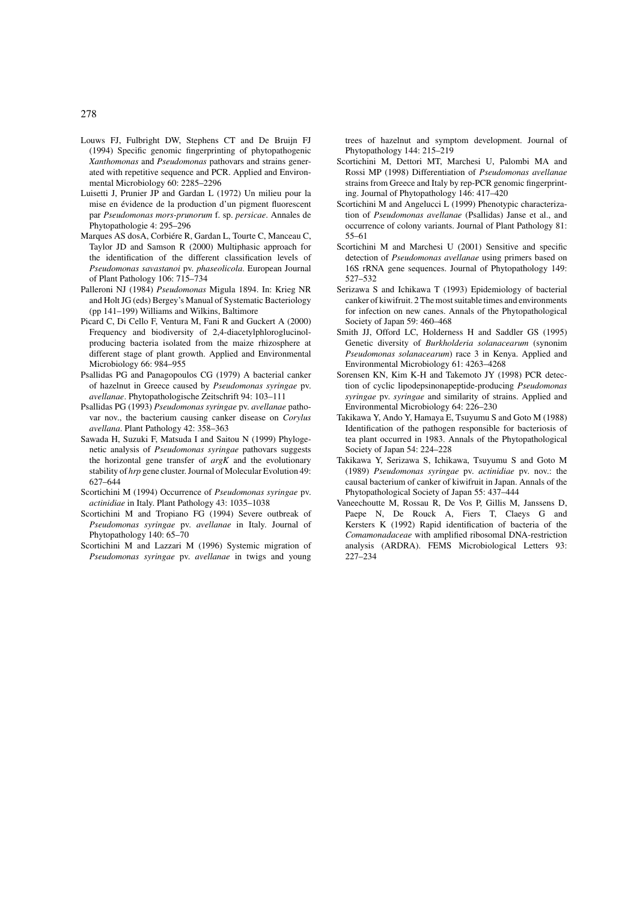Louws FJ, Fulbright DW, Stephens CT and De Bruijn FJ (1994) Specific genomic fingerprinting of phytopathogenic *Xanthomonas* and *Pseudomonas* pathovars and strains generated with repetitive sequence and PCR. Applied and Environmental Microbiology 60: 2285–2296

Luisetti J, Prunier JP and Gardan L (1972) Un milieu pour la mise en évidence de la production d'un pigment fluorescent par *Pseudomonas mors-prunorum* f. sp. *persicae*. Annales de Phytopathologie 4: 295–296

Marques AS dosA, Corbiére R, Gardan L, Tourte C, Manceau C, Taylor JD and Samson R (2000) Multiphasic approach for the identification of the different classification levels of *Pseudomonas savastanoi* pv. *phaseolicola*. European Journal of Plant Pathology 106: 715–734

Palleroni NJ (1984) *Pseudomonas* Migula 1894. In: Krieg NR and Holt JG (eds) Bergey's Manual of Systematic Bacteriology (pp 141–199) Williams and Wilkins, Baltimore

Picard C, Di Cello F, Ventura M, Fani R and Guckert A (2000) Frequency and biodiversity of 2,4-diacetylphloroglucinol-producing bacteria isolated from the maize rhizosphere at different stage of plant growth. Applied and Environmental Microbiology 66: 984–955

Psallidas PG and Panagopoulos CG (1979) A bacterial canker of hazelnut in Greece caused by *Pseudomonas syringae* pv. *avellanae*. Phytopathologische Zeitschrift 94: 103–111

Psallidas PG (1993) *Pseudomonas syringae* pv. *avellanae* pathovar nov., the bacterium causing canker disease on *Corylus avellana*. Plant Pathology 42: 358–363

Sawada H, Suzuki F, Matsuda I and Saitou N (1999) Phylogenetic analysis of *Pseudomonas syringae* pathovars suggests the horizontal gene transfer of *argK* and the evolutionary stability of *hrp* gene cluster. Journal of Molecular Evolution 49: 627–644

Scortichini M (1994) Occurrence of *Pseudomonas syringae* pv. *actinidiae* in Italy. Plant Pathology 43: 1035–1038

Scortichini M and Tropiano FG (1994) Severe outbreak of *Pseudomonas syringae* pv. *avellanae* in Italy. Journal of Phytopathology 140: 65–70

Scortichini M and Lazzari M (1996) Systemic migration of *Pseudomonas syringae* pv. *avellanae* in twigs and young trees of hazelnut and symptom development. Journal of Phytopathology 144: 215–219

Scortichini M, Dettori MT, Marchesi U, Palombi MA and Rossi MP (1998) Differentiation of *Pseudomonas avellanae* strains from Greece and Italy by rep-PCR genomic fingerprinting. Journal of Phytopathology 146: 417–420

Scortichini M and Angelucci L (1999) Phenotypic characterization of *Pseudomonas avellanae* (Psallidas) Janse et al., and occurrence of colony variants. Journal of Plant Pathology 81: 55–61

Scortichini M and Marchesi U (2001) Sensitive and specific detection of *Pseudomonas avellanae* using primers based on 16S rRNA gene sequences. Journal of Phytopathology 149: 527–532

Serizawa S and Ichikawa T (1993) Epidemiology of bacterial canker of kiwifruit. 2 The most suitable times and environments for infection on new canes. Annals of the Phytopathological Society of Japan 59: 460–468

Smith JJ, Offord LC, Holderness H and Saddler GS (1995) Genetic diversity of *Burkholderia solanacearum* (synonim *Pseudomonas solanacearum*) race 3 in Kenya. Applied and Environmental Microbiology 61: 4263–4268

Sorensen KN, Kim K-H and Takemoto JY (1998) PCR detection of cyclic lipodepsinonapeptide-producing *Pseudomonas syringae* pv. *syringae* and similarity of strains. Applied and Environmental Microbiology 64: 226–230

Takikawa Y, Ando Y, Hamaya E, Tsuyumu S and Goto M (1988) Identification of the pathogen responsible for bacteriosis of tea plant occurred in 1983. Annals of the Phytopathological Society of Japan 54: 224–228

Takikawa Y, Serizawa S, Ichikawa, Tsuyumu S and Goto M (1989) *Pseudomonas syringae* pv. *actinidiae* pv. nov.: the causal bacterium of canker of kiwifruit in Japan. Annals of the Phytopathological Society of Japan 55: 437–444

Vaneechoutte M, Rossau R, De Vos P, Gillis M, Janssens D, Paepe N, De Rouck A, Fiers T, Claeys G and Kersters K (1992) Rapid identification of bacteria of the *Comamonadaceae* with amplified ribosomal DNA-restriction analysis (ARDRA). FEMS Microbiological Letters 93: 227–234